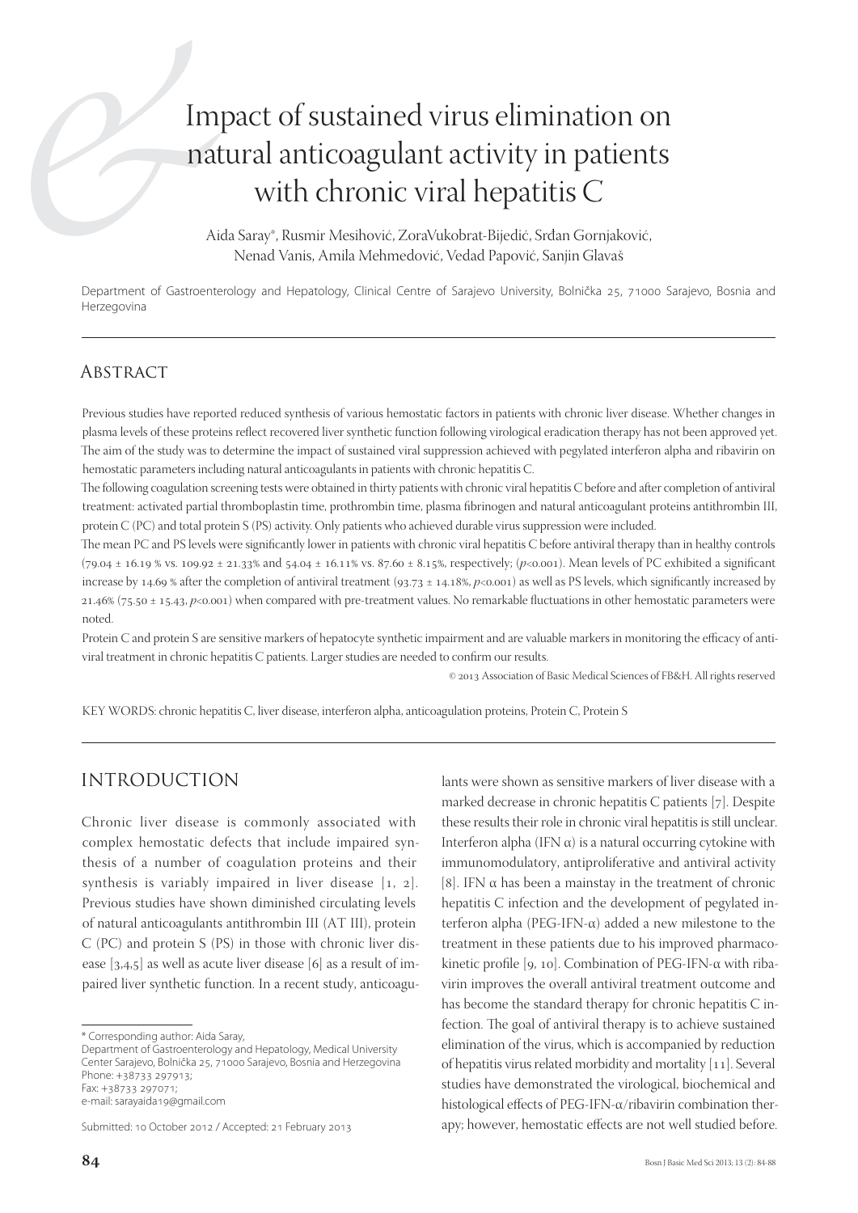# Impact of sustained virus elimination on natural anticoagulant activity in patients with chronic viral hepatitis C

Aida Saray*, Rusmir Mesihović, ZoraVukobrat-Bijedić, Srđan Gornjaković, Nenad Vanis, Amila Mehmedović, Vedad Papović, Sanjin Glavaš

Department of Gastroenterology and Hepatology, Clinical Centre of Sarajevo University, Bolnička 25, 71000 Sarajevo, Bosnia and Herzegovina

## Abstract

Previous studies have reported reduced synthesis of various hemostatic factors in patients with chronic liver disease. Whether changes in plasma levels of these proteins reflect recovered liver synthetic function following virological eradication therapy has not been approved yet. The aim of the study was to determine the impact of sustained viral suppression achieved with pegylated interferon alpha and ribavirin on hemostatic parameters including natural anticoagulants in patients with chronic hepatitis C.

The following coagulation screening tests were obtained in thirty patients with chronic viral hepatitis C before and after completion of antiviral treatment: activated partial thromboplastin time, prothrombin time, plasma fibrinogen and natural anticoagulant proteins antithrombin III, protein C (PC) and total protein S (PS) activity. Only patients who achieved durable virus suppression were included.

The mean PC and PS levels were significantly lower in patients with chronic viral hepatitis C before antiviral therapy than in healthy controls (79.04 ± 16.19 % vs. 109.92 ± 21.33% and 54.04 ± 16.11% vs. 87.60 ± 8.15%, respectively; ($p<0.001$). Mean levels of PC exhibited a significant increase by 14.69 % after the completion of antiviral treatment (93.73 ± 14.18%, $p<0.001$) as well as PS levels, which significantly increased by 21.46% (75.50 ± 15.43, $p<0.001$) when compared with pre-treatment values. No remarkable fluctuations in other hemostatic parameters were noted.

Protein C and protein S are sensitive markers of hepatocyte synthetic impairment and are valuable markers in monitoring the efficacy of antiviral treatment in chronic hepatitis C patients. Larger studies are needed to confirm our results.

© 2013 Association of Basic Medical Sciences of FB&H. All rights reserved

KEY WORDS: chronic hepatitis C, liver disease, interferon alpha, anticoagulation proteins, Protein C, Protein S

## INTRODUCTION

Chronic liver disease is commonly associated with complex hemostatic defects that include impaired synthesis of a number of coagulation proteins and their synthesis is variably impaired in liver disease [1, 2]. Previous studies have shown diminished circulating levels of natural anticoagulants antithrombin III (AT III), protein C (PC) and protein S (PS) in those with chronic liver disease [3,4,5] as well as acute liver disease [6] as a result of impaired liver synthetic function. In a recent study, anticoagulants were shown as sensitive markers of liver disease with a marked decrease in chronic hepatitis C patients [7]. Despite these results their role in chronic viral hepatitis is still unclear. Interferon alpha (IFN α) is a natural occurring cytokine with immunomodulatory, antiproliferative and antiviral activity [8]. IFN α has been a mainstay in the treatment of chronic hepatitis C infection and the development of pegylated interferon alpha (PEG-IFN-α) added a new milestone to the treatment in these patients due to his improved pharmacokinetic profile [9, 10]. Combination of PEG-IFN-α with ribavirin improves the overall antiviral treatment outcome and has become the standard therapy for chronic hepatitis C infection. The goal of antiviral therapy is to achieve sustained elimination of the virus, which is accompanied by reduction of hepatitis virus related morbidity and mortality [11]. Several studies have demonstrated the virological, biochemical and histological effects of PEG-IFN-α/ribavirin combination therapy; however, hemostatic effects are not well studied before.

\* Corresponding author: Aida Saray,
Department of Gastroenterology and Hepatology, Medical University Center Sarajevo, Bolnička 25, 71000 Sarajevo, Bosnia and Herzegovina
Phone: +38733 297913;
Fax: +38733 297071;
e-mail: sarayaida19@gmail.com

Submitted: 10 October 2012 / Accepted: 21 February 2013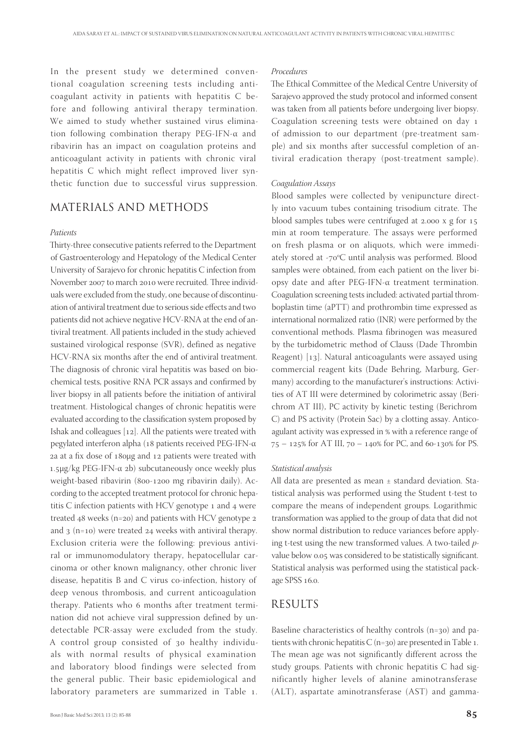In the present study we determined conventional coagulation screening tests including anticoagulant activity in patients with hepatitis C before and following antiviral therapy termination. We aimed to study whether sustained virus elimination following combination therapy PEG-IFN-α and ribavirin has an impact on coagulation proteins and anticoagulant activity in patients with chronic viral hepatitis C which might reflect improved liver synthetic function due to successful virus suppression.

## MATERIALS AND METHODS

*Patients*

Thirty-three consecutive patients referred to the Department of Gastroenterology and Hepatology of the Medical Center University of Sarajevo for chronic hepatitis C infection from November 2007 to march 2010 were recruited. Three individuals were excluded from the study, one because of discontinuation of antiviral treatment due to serious side effects and two patients did not achieve negative HCV-RNA at the end of antiviral treatment. All patients included in the study achieved sustained virological response (SVR), defined as negative HCV-RNA six months after the end of antiviral treatment. The diagnosis of chronic viral hepatitis was based on biochemical tests, positive RNA PCR assays and confirmed by liver biopsy in all patients before the initiation of antiviral treatment. Histological changes of chronic hepatitis were evaluated according to the classification system proposed by Ishak and colleagues [12]. All the patients were treated with pegylated interferon alpha (18 patients received PEG-IFN-α 2a at a fix dose of 180μg and 12 patients were treated with 1.5μg/kg PEG-IFN-α 2b) subcutaneously once weekly plus weight-based ribavirin (800-1200 mg ribavirin daily). According to the accepted treatment protocol for chronic hepatitis C infection patients with HCV genotype 1 and 4 were treated 48 weeks (n=20) and patients with HCV genotype 2 and 3 (n=10) were treated 24 weeks with antiviral therapy. Exclusion criteria were the following: previous antiviral or immunomodulatory therapy, hepatocellular carcinoma or other known malignancy, other chronic liver disease, hepatitis B and C virus co-infection, history of deep venous thrombosis, and current anticoagulation therapy. Patients who 6 months after treatment termination did not achieve viral suppression defined by undetectable PCR-assay were excluded from the study. A control group consisted of 30 healthy individuals with normal results of physical examination and laboratory blood findings were selected from the general public. Their basic epidemiological and laboratory parameters are summarized in Table 1.

*Procedures*

The Ethical Committee of the Medical Centre University of Sarajevo approved the study protocol and informed consent was taken from all patients before undergoing liver biopsy. Coagulation screening tests were obtained on day 1 of admission to our department (pre-treatment sample) and six months after successful completion of antiviral eradication therapy (post-treatment sample).

*Coagulation Assays*

Blood samples were collected by venipuncture directly into vacuum tubes containing trisodium citrate. The blood samples tubes were centrifuged at 2.000 x g for 15 min at room temperature. The assays were performed on fresh plasma or on aliquots, which were immediately stored at -70°C until analysis was performed. Blood samples were obtained, from each patient on the liver biopsy date and after PEG-IFN-α treatment termination. Coagulation screening tests included: activated partial thromboplastin time (aPTT) and prothrombin time expressed as international normalized ratio (INR) were performed by the conventional methods. Plasma fibrinogen was measured by the turbidometric method of Clauss (Dade Thrombin Reagent) [13]. Natural anticoagulants were assayed using commercial reagent kits (Dade Behring, Marburg, Germany) according to the manufacturer's instructions: Activities of AT III were determined by colorimetric assay (Berichrom AT III), PC activity by kinetic testing (Berichrom C) and PS activity (Protein Sac) by a clotting assay. Anticoagulant activity was expressed in % with a reference range of 75 – 125% for AT III, 70 – 140% for PC, and 60-130% for PS.

*Statistical analysis*

All data are presented as mean ± standard deviation. Statistical analysis was performed using the Student t-test to compare the means of independent groups. Logarithmic transformation was applied to the group of data that did not show normal distribution to reduce variances before applying t-test using the new transformed values. A two-tailed *p*-value below 0.05 was considered to be statistically significant. Statistical analysis was performed using the statistical package SPSS 16.0.

## RESULTS

Baseline characteristics of healthy controls (n=30) and patients with chronic hepatitis C (n=30) are presented in Table 1. The mean age was not significantly different across the study groups. Patients with chronic hepatitis C had significantly higher levels of alanine aminotransferase (ALT), aspartate aminotransferase (AST) and gamma-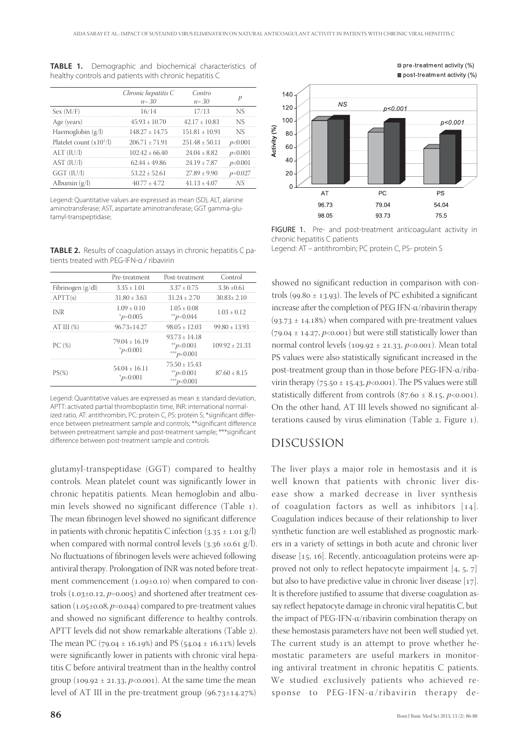**TABLE 1.** Demographic and biochemical characteristics of healthy controls and patients with chronic hepatitis C

| | *Chronic hepatitis C* *n= 30* | *Contro* *n= 30* | *p* |
|---|---|---|---|
| Sex (M/F) | 16/14 | 17/13 | NS |
| Age (years) | 45.93 ± 10.70 | 42.17 ± 10.83 | NS |
| Haemoglobin (g/l) | 148.27 ± 14.75 | 151.81 ± 10.91 | NS |
| Platelet count ($x10^9$/l) | 206.71 ± 71.91 | 251.48 ± 50.11 | $p$<0.001 |
| ALT (IU/l) | 102.42 ± 66.40 | 24.04 ± 8.82 | $p$<0.001 |
| AST (IU/l) | 62.44 ± 49.86 | 24.19 ± 7.87 | $p$<0.001 |
| GGT (IU/l) | 53.22 ± 52.61 | 27.89 ± 9.90 | $p$=0.027 |
| Albumin (g/l) | 40.77 ± 4.72 | 41.13 ± 4.07 | *NS* |

Legend: Quantitative values are expressed as mean (SD), ALT, alanine aminotransferase; AST, aspartate aminotransferase; GGT gamma-glutamyl-transpeptidase;

**TABLE 2.** Results of coagulation assays in chronic hepatitis C patients treated with PEG-IFN-α / ribavirin

| | Pre-treatment | Post-treatment | Control |
|---|---|---|---|
| Fibrinogen (g/dl) | 3.35 ± 1.01 | 3.37 ± 0.75 | 3.36 ±0.61 |
| APTT(s) | 31.80 ± 3.63 | 31.24 ± 2.70 | 30.83± 2.10 |
| INR | 1.09 ± 0.10 *$p$=0.005 | 1.05 ± 0.08 **$p$=0.044 | 1.03 ± 0.12 |
| AT III (%) | 96.73±14.27 | 98.05 ± 12.03 | 99.80 ± 13.93 |
| PC (%) | 79.04 ± 16.19 *$p$<0.001 | 93.73 ± 14.18 **$p$<0.001 ***$p$<0.001 | 109.92 ± 21.33 |
| PS(%) | 54.04 ± 16.11 *$p$<0.001 | 75.50 ± 15.43 **$p$<0.001 ***$p$<0.001 | 87.60 ± 8.15 |

Legend: Quantitative values are expressed as mean ± standard deviation, APTT: activated partial thromboplastin time, INR: international normalized ratio, AT: antithrombin, PC: protein C, PS: protein S; *significant difference between pretreatment sample and controls; **significant difference between pretreatment sample and post-treatment sample; ***significant difference between post-treatment sample and controls

glutamyl-transpeptidase (GGT) compared to healthy controls. Mean platelet count was significantly lower in chronic hepatitis patients. Mean hemoglobin and albumin levels showed no significant difference (Table 1). The mean fibrinogen level showed no significant difference in patients with chronic hepatitis C infection (3.35 ± 1.01 g/l) when compared with normal control levels (3.36 ±0.61 g/l). No fluctuations of fibrinogen levels were achieved following antiviral therapy. Prolongation of INR was noted before treatment commencement (1.09±0.10) when compared to controls (1.03±0.12, $p$=0.005) and shortened after treatment cessation (1.05±0.08, $p$=0.044) compared to pre-treatment values and showed no significant difference to healthy controls. APTT levels did not show remarkable alterations (Table 2). The mean PC (79.04 ± 16.19%) and PS (54.04 ± 16.11%) levels were significantly lower in patients with chronic viral hepatitis C before antiviral treatment than in the healthy control group (109.92 ± 21.33, $p$<0.001). At the same time the mean level of AT III in the pre-treatment group (96.73±14.27%) showed no significant reduction in comparison with controls (99.80 ± 13.93). The levels of PC exhibited a significant increase after the completion of PEG IFN-α/ribavirin therapy (93.73 ± 14.18%) when compared with pre-treatment values (79.04 ± 14.27, $p$<0.001) but were still statistically lower than normal control levels (109.92 ± 21.33, $p$<0.001). Mean total PS values were also statistically significant increased in the post-treatment group than in those before PEG-IFN-α/ribavirin therapy (75.50 ± 15.43, $p$<0.001). The PS values were still statistically different from controls (87.60 ± 8.15, $p$<0.001). On the other hand, AT III levels showed no significant alterations caused by virus elimination (Table 2, Figure 1).

FIGURE 1. Pre- and post-treatment anticoagulant activity in chronic hepatitis C patients
Legend: AT – antithrombin; PC protein C, PS- protein S

## DISCUSSION

The liver plays a major role in hemostasis and it is well known that patients with chronic liver disease show a marked decrease in liver synthesis of coagulation factors as well as inhibitors [14]. Coagulation indices because of their relationship to liver synthetic function are well established as prognostic markers in a variety of settings in both acute and chronic liver disease [15, 16]. Recently, anticoagulation proteins were approved not only to reflect hepatocyte impairment [4, 5, 7] but also to have predictive value in chronic liver disease [17]. It is therefore justified to assume that diverse coagulation assay reflect hepatocyte damage in chronic viral hepatitis C, but the impact of PEG-IFN-α/ribavirin combination therapy on these hemostasis parameters have not been well studied yet. The current study is an attempt to prove whether hemostatic parameters are useful markers in monitoring antiviral treatment in chronic hepatitis C patients. We studied exclusively patients who achieved response to PEG-IFN-α/ribavirin therapy de-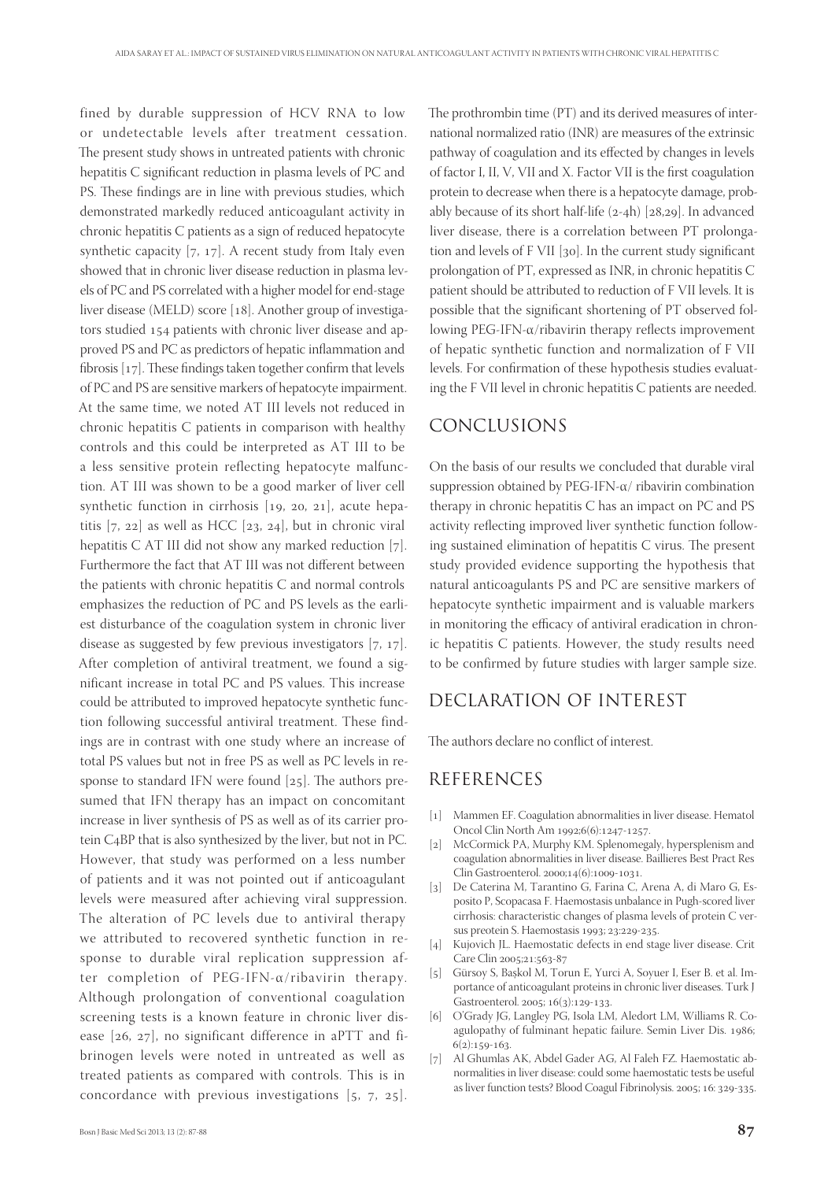fined by durable suppression of HCV RNA to low or undetectable levels after treatment cessation. The present study shows in untreated patients with chronic hepatitis C significant reduction in plasma levels of PC and PS. These findings are in line with previous studies, which demonstrated markedly reduced anticoagulant activity in chronic hepatitis C patients as a sign of reduced hepatocyte synthetic capacity [7, 17]. A recent study from Italy even showed that in chronic liver disease reduction in plasma levels of PC and PS correlated with a higher model for end-stage liver disease (MELD) score [18]. Another group of investigators studied 154 patients with chronic liver disease and approved PS and PC as predictors of hepatic inflammation and fibrosis [17]. These findings taken together confirm that levels of PC and PS are sensitive markers of hepatocyte impairment. At the same time, we noted AT III levels not reduced in chronic hepatitis C patients in comparison with healthy controls and this could be interpreted as AT III to be a less sensitive protein reflecting hepatocyte malfunction. AT III was shown to be a good marker of liver cell synthetic function in cirrhosis [19, 20, 21], acute hepatitis [7, 22] as well as HCC [23, 24], but in chronic viral hepatitis C AT III did not show any marked reduction [7]. Furthermore the fact that AT III was not different between the patients with chronic hepatitis C and normal controls emphasizes the reduction of PC and PS levels as the earliest disturbance of the coagulation system in chronic liver disease as suggested by few previous investigators [7, 17]. After completion of antiviral treatment, we found a significant increase in total PC and PS values. This increase could be attributed to improved hepatocyte synthetic function following successful antiviral treatment. These findings are in contrast with one study where an increase of total PS values but not in free PS as well as PC levels in response to standard IFN were found [25]. The authors presumed that IFN therapy has an impact on concomitant increase in liver synthesis of PS as well as of its carrier protein C4BP that is also synthesized by the liver, but not in PC. However, that study was performed on a less number of patients and it was not pointed out if anticoagulant levels were measured after achieving viral suppression. The alteration of PC levels due to antiviral therapy we attributed to recovered synthetic function in response to durable viral replication suppression after completion of PEG-IFN-α/ribavirin therapy. Although prolongation of conventional coagulation screening tests is a known feature in chronic liver disease [26, 27], no significant difference in aPTT and fibrinogen levels were noted in untreated as well as treated patients as compared with controls. This is in concordance with previous investigations [5, 7, 25].

The prothrombin time (PT) and its derived measures of international normalized ratio (INR) are measures of the extrinsic pathway of coagulation and its effected by changes in levels of factor I, II, V, VII and X. Factor VII is the first coagulation protein to decrease when there is a hepatocyte damage, probably because of its short half-life (2-4h) [28,29]. In advanced liver disease, there is a correlation between PT prolongation and levels of F VII [30]. In the current study significant prolongation of PT, expressed as INR, in chronic hepatitis C patient should be attributed to reduction of F VII levels. It is possible that the significant shortening of PT observed following PEG-IFN-α/ribavirin therapy reflects improvement of hepatic synthetic function and normalization of F VII levels. For confirmation of these hypothesis studies evaluating the F VII level in chronic hepatitis C patients are needed.

## CONCLUSIONS

On the basis of our results we concluded that durable viral suppression obtained by PEG-IFN-α/ ribavirin combination therapy in chronic hepatitis C has an impact on PC and PS activity reflecting improved liver synthetic function following sustained elimination of hepatitis C virus. The present study provided evidence supporting the hypothesis that natural anticoagulants PS and PC are sensitive markers of hepatocyte synthetic impairment and is valuable markers in monitoring the efficacy of antiviral eradication in chronic hepatitis C patients. However, the study results need to be confirmed by future studies with larger sample size.

## DECLARATION OF INTEREST

The authors declare no conflict of interest.

## REFERENCES

[1] Mammen EF. Coagulation abnormalities in liver disease. Hematol Oncol Clin North Am 1992;6(6):1247-1257.

[2] McCormick PA, Murphy KM. Splenomegaly, hypersplenism and coagulation abnormalities in liver disease. Baillieres Best Pract Res Clin Gastroenterol. 2000;14(6):1009-1031.

[3] De Caterina M, Tarantino G, Farina C, Arena A, di Maro G, Esposito P, Scopacasa F. Haemostasis unbalance in Pugh-scored liver cirrhosis: characteristic changes of plasma levels of protein C versus preotein S. Haemostasis 1993; 23:229-235.

[4] Kujovich JL. Haemostatic defects in end stage liver disease. Crit Care Clin 2005;21:563-87

[5] Gürsoy S, Başkol M, Torun E, Yurci A, Soyuer I, Eser B. et al. Importance of anticoagulant proteins in chronic liver diseases. Turk J Gastroenterol. 2005; 16(3):129-133.

[6] O'Grady JG, Langley PG, Isola LM, Aledort LM, Williams R. Coagulopathy of fulminant hepatic failure. Semin Liver Dis. 1986; 6(2):159-163.

[7] Al Ghumlas AK, Abdel Gader AG, Al Faleh FZ. Haemostatic abnormalities in liver disease: could some haemostatic tests be useful as liver function tests? Blood Coagul Fibrinolysis. 2005; 16: 329-335.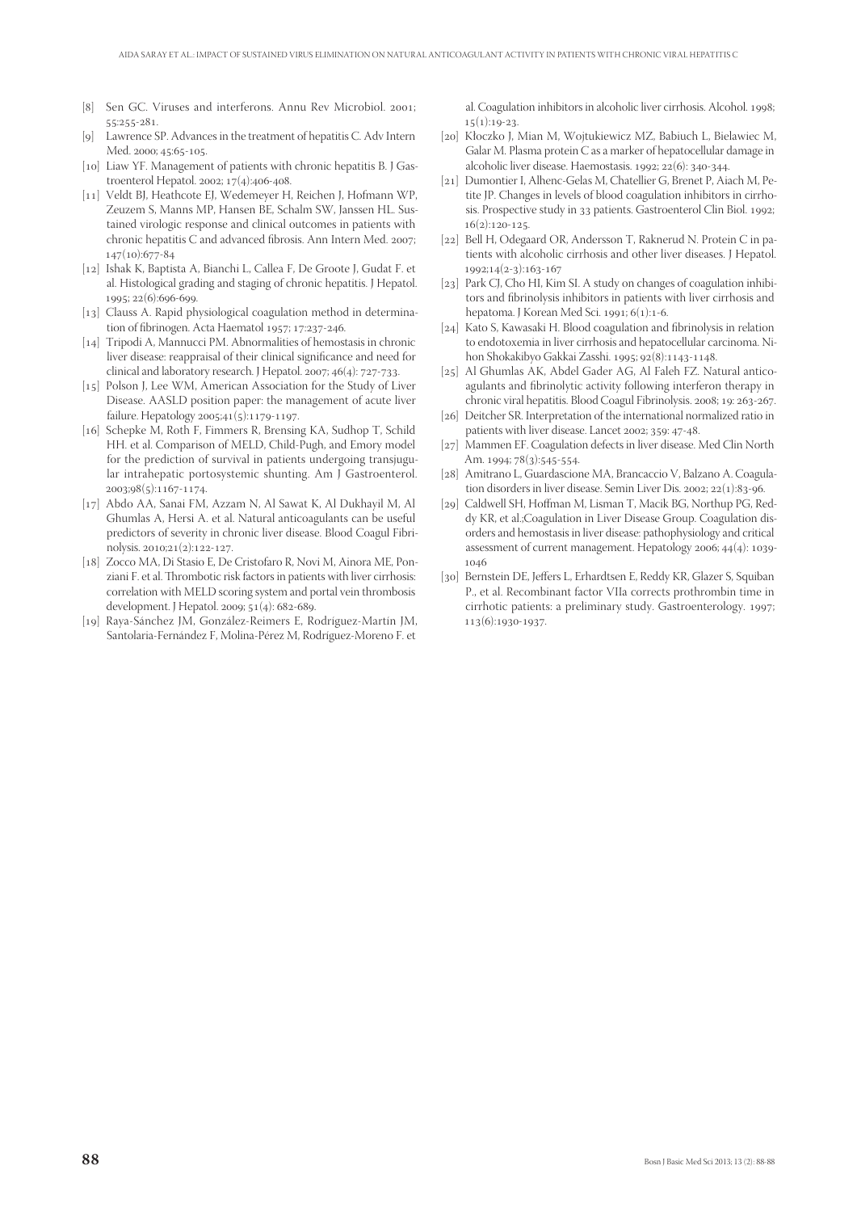[8] Sen GC. Viruses and interferons. Annu Rev Microbiol. 2001; 55:255-281.

[9] Lawrence SP. Advances in the treatment of hepatitis C. Adv Intern Med. 2000; 45:65-105.

[10] Liaw YF. Management of patients with chronic hepatitis B. J Gastroenterol Hepatol. 2002; 17(4):406-408.

[11] Veldt BJ, Heathcote EJ, Wedemeyer H, Reichen J, Hofmann WP, Zeuzem S, Manns MP, Hansen BE, Schalm SW, Janssen HL. Sustained virologic response and clinical outcomes in patients with chronic hepatitis C and advanced fibrosis. Ann Intern Med. 2007; 147(10):677-84

[12] Ishak K, Baptista A, Bianchi L, Callea F, De Groote J, Gudat F. et al. Histological grading and staging of chronic hepatitis. J Hepatol. 1995; 22(6):696-699.

[13] Clauss A. Rapid physiological coagulation method in determination of fibrinogen. Acta Haematol 1957; 17:237-246.

[14] Tripodi A, Mannucci PM. Abnormalities of hemostasis in chronic liver disease: reappraisal of their clinical significance and need for clinical and laboratory research. J Hepatol. 2007; 46(4): 727-733.

[15] Polson J, Lee WM, American Association for the Study of Liver Disease. AASLD position paper: the management of acute liver failure. Hepatology 2005;41(5):1179-1197.

[16] Schepke M, Roth F, Fimmers R, Brensing KA, Sudhop T, Schild HH. et al. Comparison of MELD, Child-Pugh, and Emory model for the prediction of survival in patients undergoing transjugular intrahepatic portosystemic shunting. Am J Gastroenterol. 2003;98(5):1167-1174.

[17] Abdo AA, Sanai FM, Azzam N, Al Sawat K, Al Dukhayil M, Al Ghumlas A, Hersi A. et al. Natural anticoagulants can be useful predictors of severity in chronic liver disease. Blood Coagul Fibrinolysis. 2010;21(2):122-127.

[18] Zocco MA, Di Stasio E, De Cristofaro R, Novi M, Ainora ME, Ponziani F. et al. Thrombotic risk factors in patients with liver cirrhosis: correlation with MELD scoring system and portal vein thrombosis development. J Hepatol. 2009; 51(4): 682-689.

[19] Raya-Sánchez JM, González-Reimers E, Rodríguez-Martín JM, Santolaria-Fernández F, Molina-Pérez M, Rodriguez-Moreno F. et al. Coagulation inhibitors in alcoholic liver cirrhosis. Alcohol. 1998; 15(1):19-23.

[20] Kłoczko J, Mian M, Wojtukiewicz MZ, Babiuch L, Bielawiec M, Galar M. Plasma protein C as a marker of hepatocellular damage in alcoholic liver disease. Haemostasis. 1992; 22(6): 340-344.

[21] Dumontier I, Alhenc-Gelas M, Chatellier G, Brenet P, Aiach M, Petite JP. Changes in levels of blood coagulation inhibitors in cirrhosis. Prospective study in 33 patients. Gastroenterol Clin Biol. 1992; 16(2):120-125.

[22] Bell H, Odegaard OR, Andersson T, Raknerud N. Protein C in patients with alcoholic cirrhosis and other liver diseases. J Hepatol. 1992;14(2-3):163-167

[23] Park CJ, Cho HI, Kim SI. A study on changes of coagulation inhibitors and fibrinolysis inhibitors in patients with liver cirrhosis and hepatoma. J Korean Med Sci. 1991; 6(1):1-6.

[24] Kato S, Kawasaki H. Blood coagulation and fibrinolysis in relation to endotoxemia in liver cirrhosis and hepatocellular carcinoma. Nihon Shokakibyo Gakkai Zasshi. 1995; 92(8):1143-1148.

[25] Al Ghumlas AK, Abdel Gader AG, Al Faleh FZ. Natural anticoagulants and fibrinolytic activity following interferon therapy in chronic viral hepatitis. Blood Coagul Fibrinolysis. 2008; 19: 263-267.

[26] Deitcher SR. Interpretation of the international normalized ratio in patients with liver disease. Lancet 2002; 359: 47-48.

[27] Mammen EF. Coagulation defects in liver disease. Med Clin North Am. 1994; 78(3):545-554.

[28] Amitrano L, Guardascione MA, Brancaccio V, Balzano A. Coagulation disorders in liver disease. Semin Liver Dis. 2002; 22(1):83-96.

[29] Caldwell SH, Hoffman M, Lisman T, Macik BG, Northup PG, Reddy KR, et al.;Coagulation in Liver Disease Group. Coagulation disorders and hemostasis in liver disease: pathophysiology and critical assessment of current management. Hepatology 2006; 44(4): 1039-1046

[30] Bernstein DE, Jeffers L, Erhardtsen E, Reddy KR, Glazer S, Squiban P., et al. Recombinant factor VIIa corrects prothrombin time in cirrhotic patients: a preliminary study. Gastroenterology. 1997; 113(6):1930-1937.